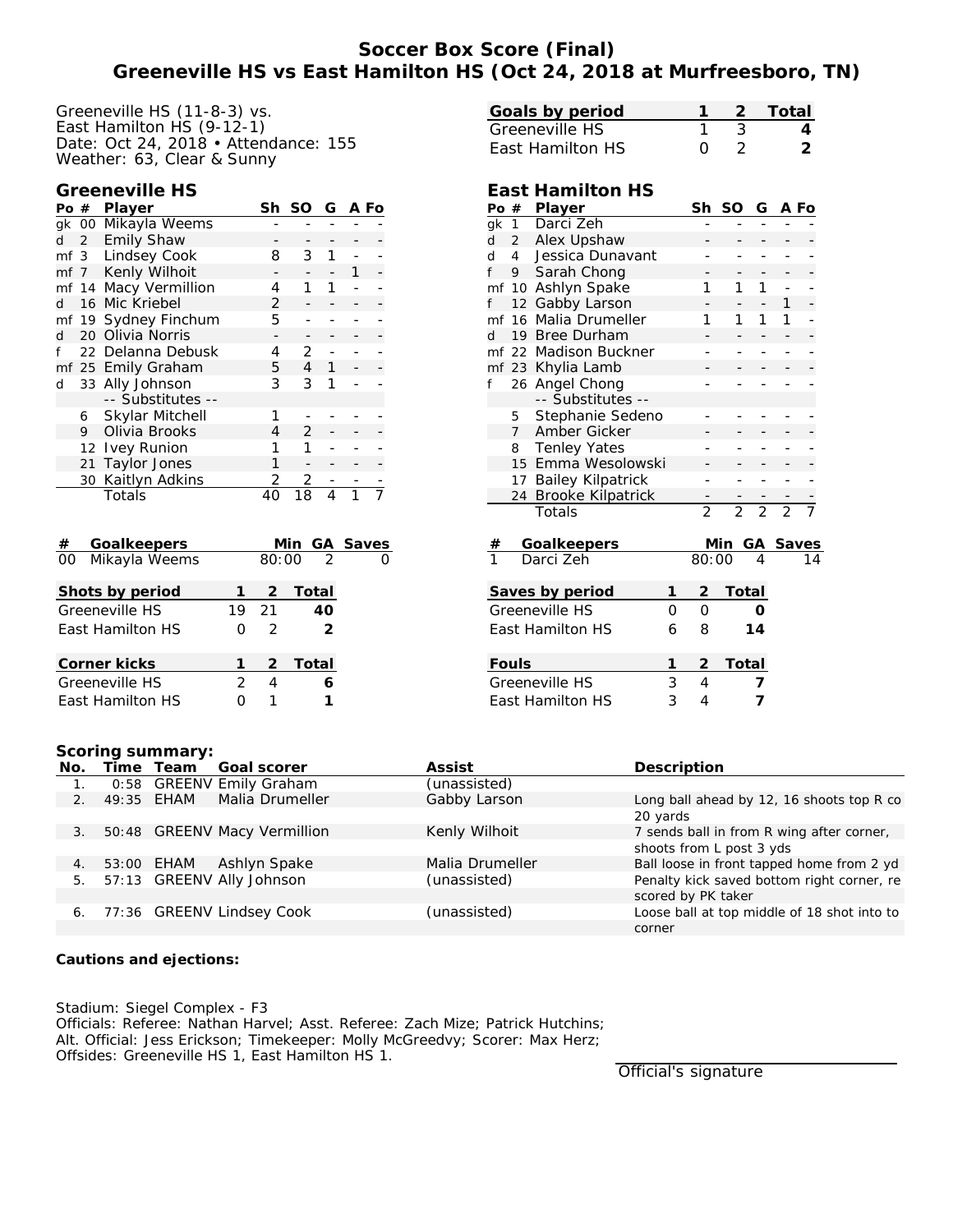# Soccer Box Score (Final)
## Greeneville HS vs East Hamilton HS (Oct 24, 2018 at Murfreesboro, TN)

Greeneville HS (11-8-3) vs.
East Hamilton HS (9-12-1)
Date: Oct 24, 2018 • Attendance: 155
Weather: 63, Clear & Sunny

| Goals by period | 1 | 2 | Total |
|---|---|---|---|
| Greeneville HS | 1 | 3 | 4 |
| East Hamilton HS | 0 | 2 | 2 |

### Greeneville HS

| Po | # | Player | Sh | SO | G | A | Fo |
|---|---|---|---|---|---|---|---|
| gk | 00 | Mikayla Weems | - | - | - | - | - |
| d | 2 | Emily Shaw | - | - | - | - | - |
| mf | 3 | Lindsey Cook | 8 | 3 | 1 | - | - |
| mf | 7 | Kenly Wilhoit | - | - | - | 1 | - |
| mf | 14 | Macy Vermillion | 4 | 1 | 1 | - | - |
| d | 16 | Mic Kriebel | 2 | - | - | - | - |
| mf | 19 | Sydney Finchum | 5 | - | - | - | - |
| d | 20 | Olivia Norris | - | - | - | - | - |
| f | 22 | Delanna Debusk | 4 | 2 | - | - | - |
| mf | 25 | Emily Graham | 5 | 4 | 1 | - | - |
| d | 33 | Ally Johnson | 3 | 3 | 1 | - | - |
| | | -- Substitutes -- | | | | | |
| | 6 | Skylar Mitchell | 1 | - | - | - | - |
| | 9 | Olivia Brooks | 4 | 2 | - | - | - |
| | 12 | Ivey Runion | 1 | 1 | - | - | - |
| | 21 | Taylor Jones | 1 | - | - | - | - |
| | 30 | Kaitlyn Adkins | 2 | 2 | - | - | - |
| | | Totals | 40 | 18 | 4 | 1 | 7 |

### East Hamilton HS

| Po | # | Player | Sh | SO | G | A | Fo |
|---|---|---|---|---|---|---|---|
| gk | 1 | Darci Zeh | - | - | - | - | - |
| d | 2 | Alex Upshaw | - | - | - | - | - |
| d | 4 | Jessica Dunavant | - | - | - | - | - |
| f | 9 | Sarah Chong | - | - | - | - | - |
| mf | 10 | Ashlyn Spake | 1 | 1 | 1 | - | - |
| f | 12 | Gabby Larson | - | - | - | 1 | - |
| mf | 16 | Malia Drumeller | 1 | 1 | 1 | 1 | - |
| d | 19 | Bree Durham | - | - | - | - | - |
| mf | 22 | Madison Buckner | - | - | - | - | - |
| mf | 23 | Khylia Lamb | - | - | - | - | - |
| f | 26 | Angel Chong | - | - | - | - | - |
| | | -- Substitutes -- | | | | | |
| | 5 | Stephanie Sedeno | - | - | - | - | - |
| | 7 | Amber Gicker | - | - | - | - | - |
| | 8 | Tenley Yates | - | - | - | - | - |
| | 15 | Emma Wesolowski | - | - | - | - | - |
| | 17 | Bailey Kilpatrick | - | - | - | - | - |
| | 24 | Brooke Kilpatrick | - | - | - | - | - |
| | | Totals | 2 | 2 | 2 | 2 | 7 |

| # | Goalkeepers | Min | GA | Saves |
|---|---|---|---|---|
| 00 | Mikayla Weems | 80:00 | 2 | 0 |

| # | Goalkeepers | Min | GA | Saves |
|---|---|---|---|---|
| 1 | Darci Zeh | 80:00 | 4 | 14 |

| Shots by period | 1 | 2 | Total |
|---|---|---|---|
| Greeneville HS | 19 | 21 | 40 |
| East Hamilton HS | 0 | 2 | 2 |

| Saves by period | 1 | 2 | Total |
|---|---|---|---|
| Greeneville HS | 0 | 0 | 0 |
| East Hamilton HS | 6 | 8 | 14 |

| Corner kicks | 1 | 2 | Total |
|---|---|---|---|
| Greeneville HS | 2 | 4 | 6 |
| East Hamilton HS | 0 | 1 | 1 |

| Fouls | 1 | 2 | Total |
|---|---|---|---|
| Greeneville HS | 3 | 4 | 7 |
| East Hamilton HS | 3 | 4 | 7 |

### Scoring summary:

| No. | Time | Team | Goal scorer | Assist | Description |
|---|---|---|---|---|---|
| 1. | 0:58 | GREENV | Emily Graham | (unassisted) | |
| 2. | 49:35 | EHAM | Malia Drumeller | Gabby Larson | Long ball ahead by 12, 16 shoots top R co 20 yards |
| 3. | 50:48 | GREENV | Macy Vermillion | Kenly Wilhoit | 7 sends ball in from R wing after corner, shoots from L post 3 yds |
| 4. | 53:00 | EHAM | Ashlyn Spake | Malia Drumeller | Ball loose in front tapped home from 2 yd |
| 5. | 57:13 | GREENV | Ally Johnson | (unassisted) | Penalty kick saved bottom right corner, re scored by PK taker |
| 6. | 77:36 | GREENV | Lindsey Cook | (unassisted) | Loose ball at top middle of 18 shot into to corner |

**Cautions and ejections:**

Stadium: Siegel Complex - F3
Officials: Referee: Nathan Harvel; Asst. Referee: Zach Mize; Patrick Hutchins;
Alt. Official: Jess Erickson; Timekeeper: Molly McGreedvy; Scorer: Max Herz;
Offsides: Greeneville HS 1, East Hamilton HS 1.

Official's signature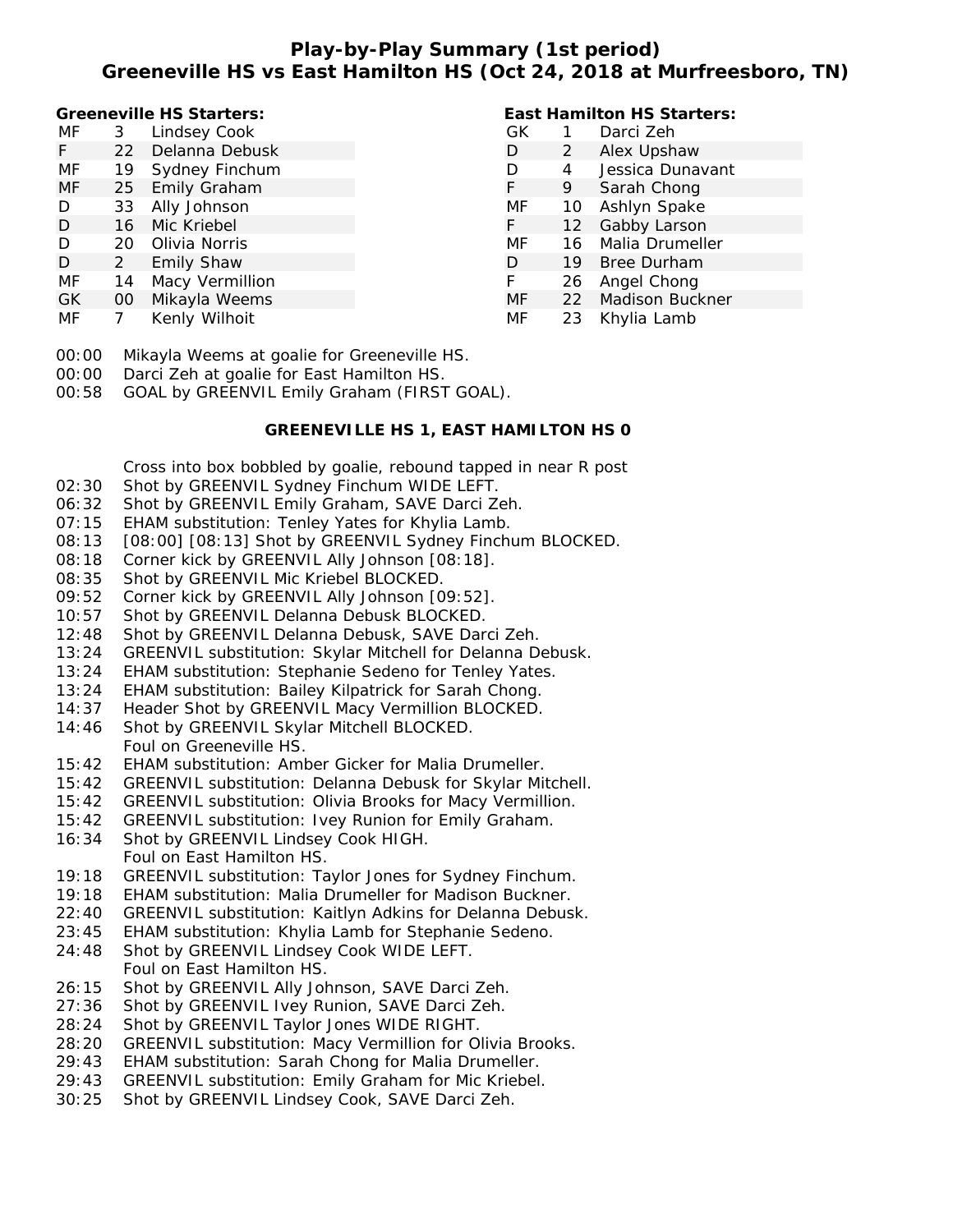# Play-by-Play Summary (1st period)
## Greeneville HS vs East Hamilton HS (Oct 24, 2018 at Murfreesboro, TN)

**Greeneville HS Starters:**

| Pos | No. | Name |
|---|---|---|
| MF | 3 | Lindsey Cook |
| F | 22 | Delanna Debusk |
| MF | 19 | Sydney Finchum |
| MF | 25 | Emily Graham |
| D | 33 | Ally Johnson |
| D | 16 | Mic Kriebel |
| D | 20 | Olivia Norris |
| D | 2 | Emily Shaw |
| MF | 14 | Macy Vermillion |
| GK | 00 | Mikayla Weems |
| MF | 7 | Kenly Wilhoit |

**East Hamilton HS Starters:**

| Pos | No. | Name |
|---|---|---|
| GK | 1 | Darci Zeh |
| D | 2 | Alex Upshaw |
| D | 4 | Jessica Dunavant |
| F | 9 | Sarah Chong |
| MF | 10 | Ashlyn Spake |
| F | 12 | Gabby Larson |
| MF | 16 | Malia Drumeller |
| D | 19 | Bree Durham |
| F | 26 | Angel Chong |
| MF | 22 | Madison Buckner |
| MF | 23 | Khylia Lamb |

00:00 Mikayla Weems at goalie for Greeneville HS.
00:00 Darci Zeh at goalie for East Hamilton HS.
00:58 GOAL by GREENVIL Emily Graham (FIRST GOAL).

**GREENEVILLE HS 1, EAST HAMILTON HS 0**

Cross into box bobbled by goalie, rebound tapped in near R post
02:30 Shot by GREENVIL Sydney Finchum WIDE LEFT.
06:32 Shot by GREENVIL Emily Graham, SAVE Darci Zeh.
07:15 EHAM substitution: Tenley Yates for Khylia Lamb.
08:13 [08:00] [08:13] Shot by GREENVIL Sydney Finchum BLOCKED.
08:18 Corner kick by GREENVIL Ally Johnson [08:18].
08:35 Shot by GREENVIL Mic Kriebel BLOCKED.
09:52 Corner kick by GREENVIL Ally Johnson [09:52].
10:57 Shot by GREENVIL Delanna Debusk BLOCKED.
12:48 Shot by GREENVIL Delanna Debusk, SAVE Darci Zeh.
13:24 GREENVIL substitution: Skylar Mitchell for Delanna Debusk.
13:24 EHAM substitution: Stephanie Sedeno for Tenley Yates.
13:24 EHAM substitution: Bailey Kilpatrick for Sarah Chong.
14:37 Header Shot by GREENVIL Macy Vermillion BLOCKED.
14:46 Shot by GREENVIL Skylar Mitchell BLOCKED.
Foul on Greeneville HS.
15:42 EHAM substitution: Amber Gicker for Malia Drumeller.
15:42 GREENVIL substitution: Delanna Debusk for Skylar Mitchell.
15:42 GREENVIL substitution: Olivia Brooks for Macy Vermillion.
15:42 GREENVIL substitution: Ivey Runion for Emily Graham.
16:34 Shot by GREENVIL Lindsey Cook HIGH.
Foul on East Hamilton HS.
19:18 GREENVIL substitution: Taylor Jones for Sydney Finchum.
19:18 EHAM substitution: Malia Drumeller for Madison Buckner.
22:40 GREENVIL substitution: Kaitlyn Adkins for Delanna Debusk.
23:45 EHAM substitution: Khylia Lamb for Stephanie Sedeno.
24:48 Shot by GREENVIL Lindsey Cook WIDE LEFT.
Foul on East Hamilton HS.
26:15 Shot by GREENVIL Ally Johnson, SAVE Darci Zeh.
27:36 Shot by GREENVIL Ivey Runion, SAVE Darci Zeh.
28:24 Shot by GREENVIL Taylor Jones WIDE RIGHT.
28:20 GREENVIL substitution: Macy Vermillion for Olivia Brooks.
29:43 EHAM substitution: Sarah Chong for Malia Drumeller.
29:43 GREENVIL substitution: Emily Graham for Mic Kriebel.
30:25 Shot by GREENVIL Lindsey Cook, SAVE Darci Zeh.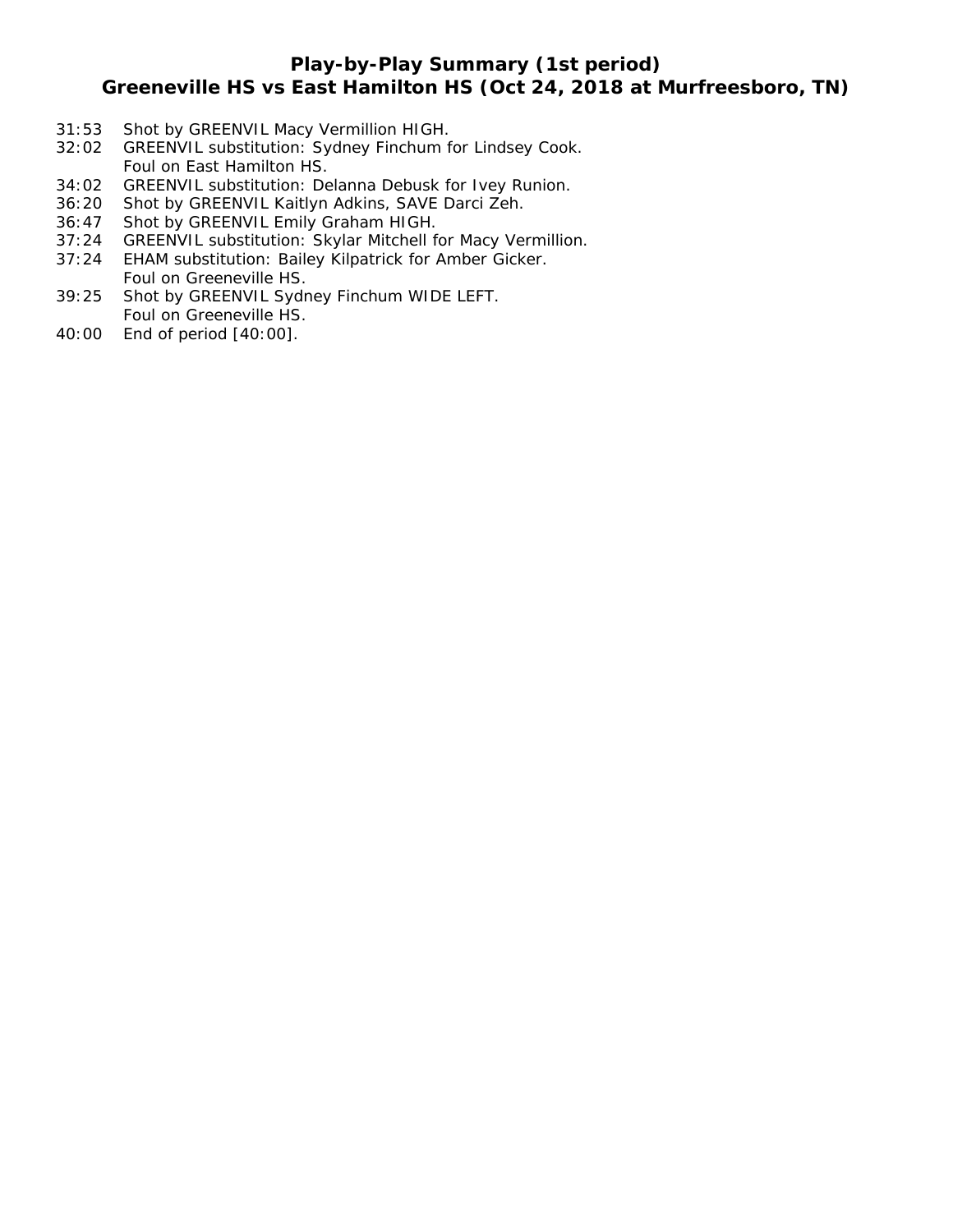## Play-by-Play Summary (1st period)
## Greeneville HS vs East Hamilton HS (Oct 24, 2018 at Murfreesboro, TN)

31:53 Shot by GREENVIL Macy Vermillion HIGH.
32:02 GREENVIL substitution: Sydney Finchum for Lindsey Cook.
Foul on East Hamilton HS.
34:02 GREENVIL substitution: Delanna Debusk for Ivey Runion.
36:20 Shot by GREENVIL Kaitlyn Adkins, SAVE Darci Zeh.
36:47 Shot by GREENVIL Emily Graham HIGH.
37:24 GREENVIL substitution: Skylar Mitchell for Macy Vermillion.
37:24 EHAM substitution: Bailey Kilpatrick for Amber Gicker.
Foul on Greeneville HS.
39:25 Shot by GREENVIL Sydney Finchum WIDE LEFT.
Foul on Greeneville HS.
40:00 End of period [40:00].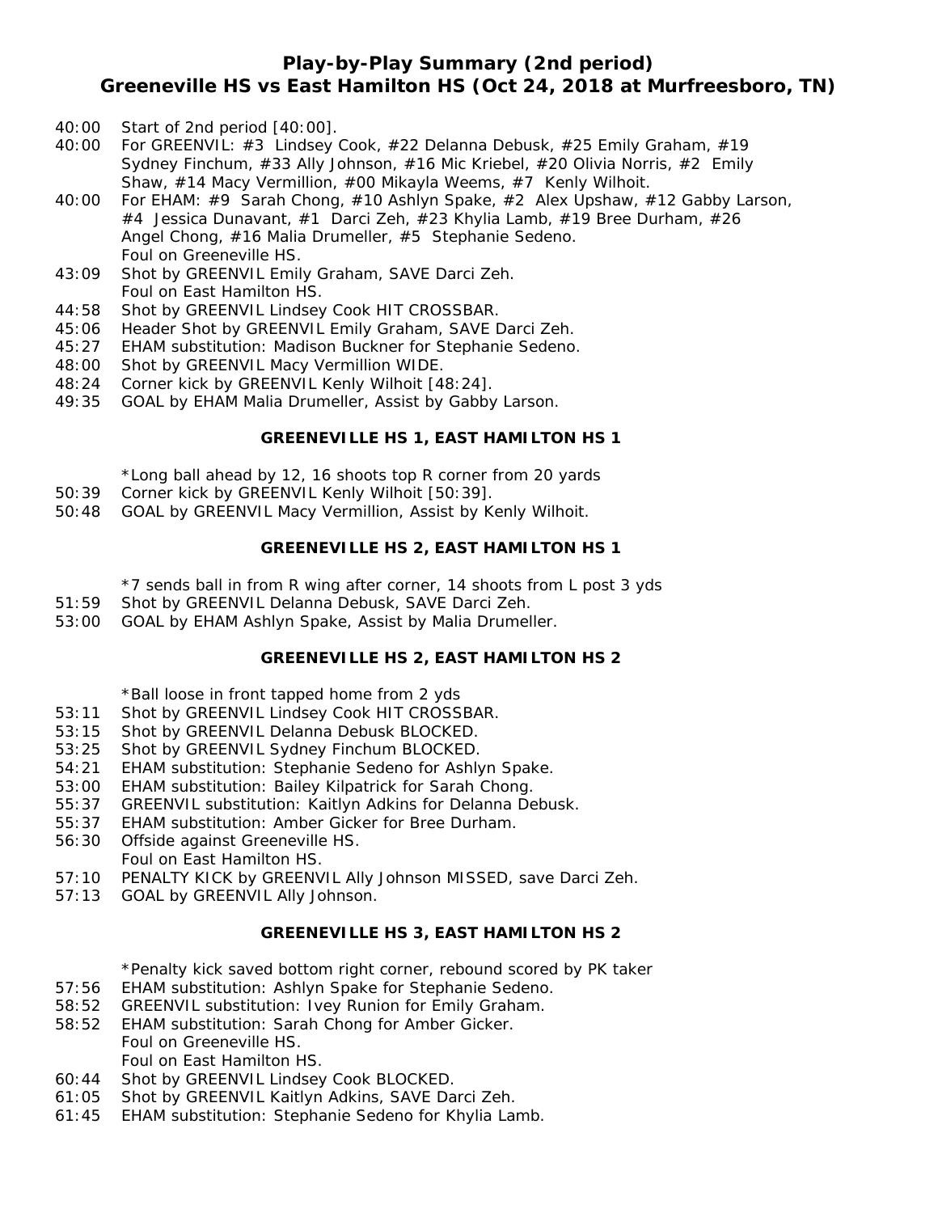# Play-by-Play Summary (2nd period)
## Greeneville HS vs East Hamilton HS (Oct 24, 2018 at Murfreesboro, TN)

40:00 Start of 2nd period [40:00].
40:00 For GREENVIL: #3 Lindsey Cook, #22 Delanna Debusk, #25 Emily Graham, #19 Sydney Finchum, #33 Ally Johnson, #16 Mic Kriebel, #20 Olivia Norris, #2 Emily Shaw, #14 Macy Vermillion, #00 Mikayla Weems, #7 Kenly Wilhoit.
40:00 For EHAM: #9 Sarah Chong, #10 Ashlyn Spake, #2 Alex Upshaw, #12 Gabby Larson, #4 Jessica Dunavant, #1 Darci Zeh, #23 Khylia Lamb, #19 Bree Durham, #26 Angel Chong, #16 Malia Drumeller, #5 Stephanie Sedeno.
Foul on Greeneville HS.
43:09 Shot by GREENVIL Emily Graham, SAVE Darci Zeh.
Foul on East Hamilton HS.
44:58 Shot by GREENVIL Lindsey Cook HIT CROSSBAR.
45:06 Header Shot by GREENVIL Emily Graham, SAVE Darci Zeh.
45:27 EHAM substitution: Madison Buckner for Stephanie Sedeno.
48:00 Shot by GREENVIL Macy Vermillion WIDE.
48:24 Corner kick by GREENVIL Kenly Wilhoit [48:24].
49:35 GOAL by EHAM Malia Drumeller, Assist by Gabby Larson.

**GREENEVILLE HS 1, EAST HAMILTON HS 1**

*Long ball ahead by 12, 16 shoots top R corner from 20 yards
50:39 Corner kick by GREENVIL Kenly Wilhoit [50:39].
50:48 GOAL by GREENVIL Macy Vermillion, Assist by Kenly Wilhoit.

**GREENEVILLE HS 2, EAST HAMILTON HS 1**

*7 sends ball in from R wing after corner, 14 shoots from L post 3 yds
51:59 Shot by GREENVIL Delanna Debusk, SAVE Darci Zeh.
53:00 GOAL by EHAM Ashlyn Spake, Assist by Malia Drumeller.

**GREENEVILLE HS 2, EAST HAMILTON HS 2**

*Ball loose in front tapped home from 2 yds
53:11 Shot by GREENVIL Lindsey Cook HIT CROSSBAR.
53:15 Shot by GREENVIL Delanna Debusk BLOCKED.
53:25 Shot by GREENVIL Sydney Finchum BLOCKED.
54:21 EHAM substitution: Stephanie Sedeno for Ashlyn Spake.
53:00 EHAM substitution: Bailey Kilpatrick for Sarah Chong.
55:37 GREENVIL substitution: Kaitlyn Adkins for Delanna Debusk.
55:37 EHAM substitution: Amber Gicker for Bree Durham.
56:30 Offside against Greeneville HS.
Foul on East Hamilton HS.
57:10 PENALTY KICK by GREENVIL Ally Johnson MISSED, save Darci Zeh.
57:13 GOAL by GREENVIL Ally Johnson.

**GREENEVILLE HS 3, EAST HAMILTON HS 2**

*Penalty kick saved bottom right corner, rebound scored by PK taker
57:56 EHAM substitution: Ashlyn Spake for Stephanie Sedeno.
58:52 GREENVIL substitution: Ivey Runion for Emily Graham.
58:52 EHAM substitution: Sarah Chong for Amber Gicker.
Foul on Greeneville HS.
Foul on East Hamilton HS.
60:44 Shot by GREENVIL Lindsey Cook BLOCKED.
61:05 Shot by GREENVIL Kaitlyn Adkins, SAVE Darci Zeh.
61:45 EHAM substitution: Stephanie Sedeno for Khylia Lamb.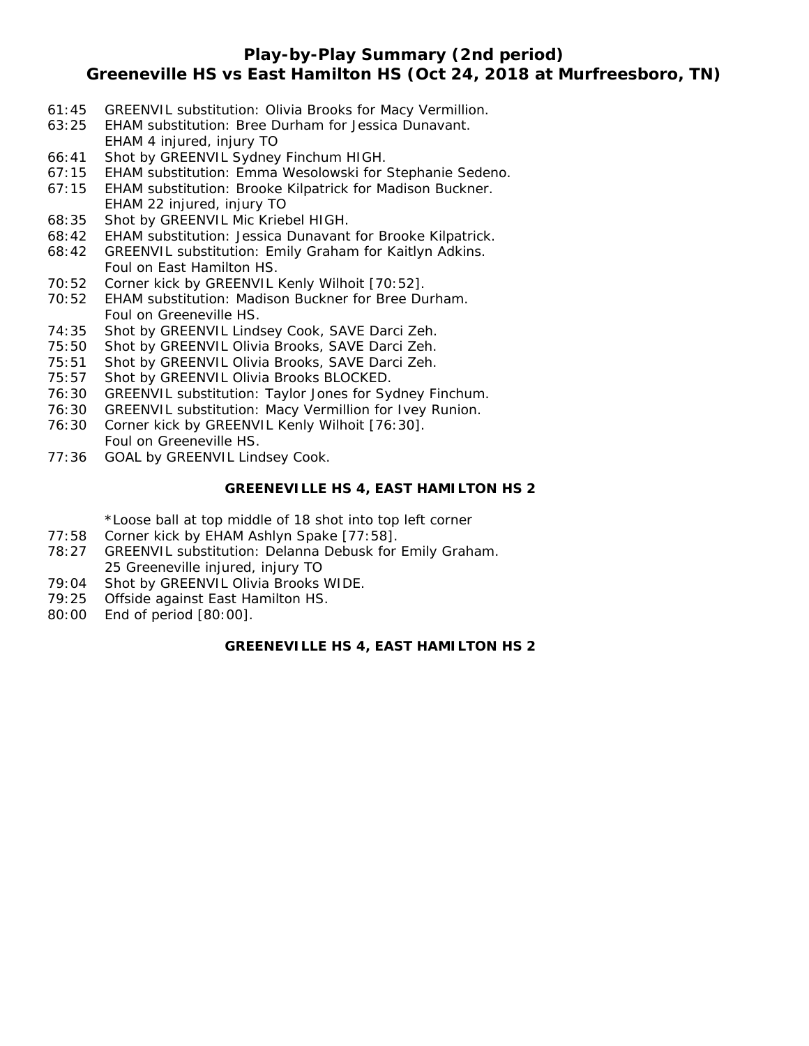# Play-by-Play Summary (2nd period)
# Greeneville HS vs East Hamilton HS (Oct 24, 2018 at Murfreesboro, TN)

61:45 GREENVIL substitution: Olivia Brooks for Macy Vermillion.
63:25 EHAM substitution: Bree Durham for Jessica Dunavant.
EHAM 4 injured, injury TO
66:41 Shot by GREENVIL Sydney Finchum HIGH.
67:15 EHAM substitution: Emma Wesolowski for Stephanie Sedeno.
67:15 EHAM substitution: Brooke Kilpatrick for Madison Buckner.
EHAM 22 injured, injury TO
68:35 Shot by GREENVIL Mic Kriebel HIGH.
68:42 EHAM substitution: Jessica Dunavant for Brooke Kilpatrick.
68:42 GREENVIL substitution: Emily Graham for Kaitlyn Adkins.
Foul on East Hamilton HS.
70:52 Corner kick by GREENVIL Kenly Wilhoit [70:52].
70:52 EHAM substitution: Madison Buckner for Bree Durham.
Foul on Greeneville HS.
74:35 Shot by GREENVIL Lindsey Cook, SAVE Darci Zeh.
75:50 Shot by GREENVIL Olivia Brooks, SAVE Darci Zeh.
75:51 Shot by GREENVIL Olivia Brooks, SAVE Darci Zeh.
75:57 Shot by GREENVIL Olivia Brooks BLOCKED.
76:30 GREENVIL substitution: Taylor Jones for Sydney Finchum.
76:30 GREENVIL substitution: Macy Vermillion for Ivey Runion.
76:30 Corner kick by GREENVIL Kenly Wilhoit [76:30].
Foul on Greeneville HS.
77:36 GOAL by GREENVIL Lindsey Cook.

**GREENEVILLE HS 4, EAST HAMILTON HS 2**

*Loose ball at top middle of 18 shot into top left corner
77:58 Corner kick by EHAM Ashlyn Spake [77:58].
78:27 GREENVIL substitution: Delanna Debusk for Emily Graham.
25 Greeneville injured, injury TO
79:04 Shot by GREENVIL Olivia Brooks WIDE.
79:25 Offside against East Hamilton HS.
80:00 End of period [80:00].

**GREENEVILLE HS 4, EAST HAMILTON HS 2**